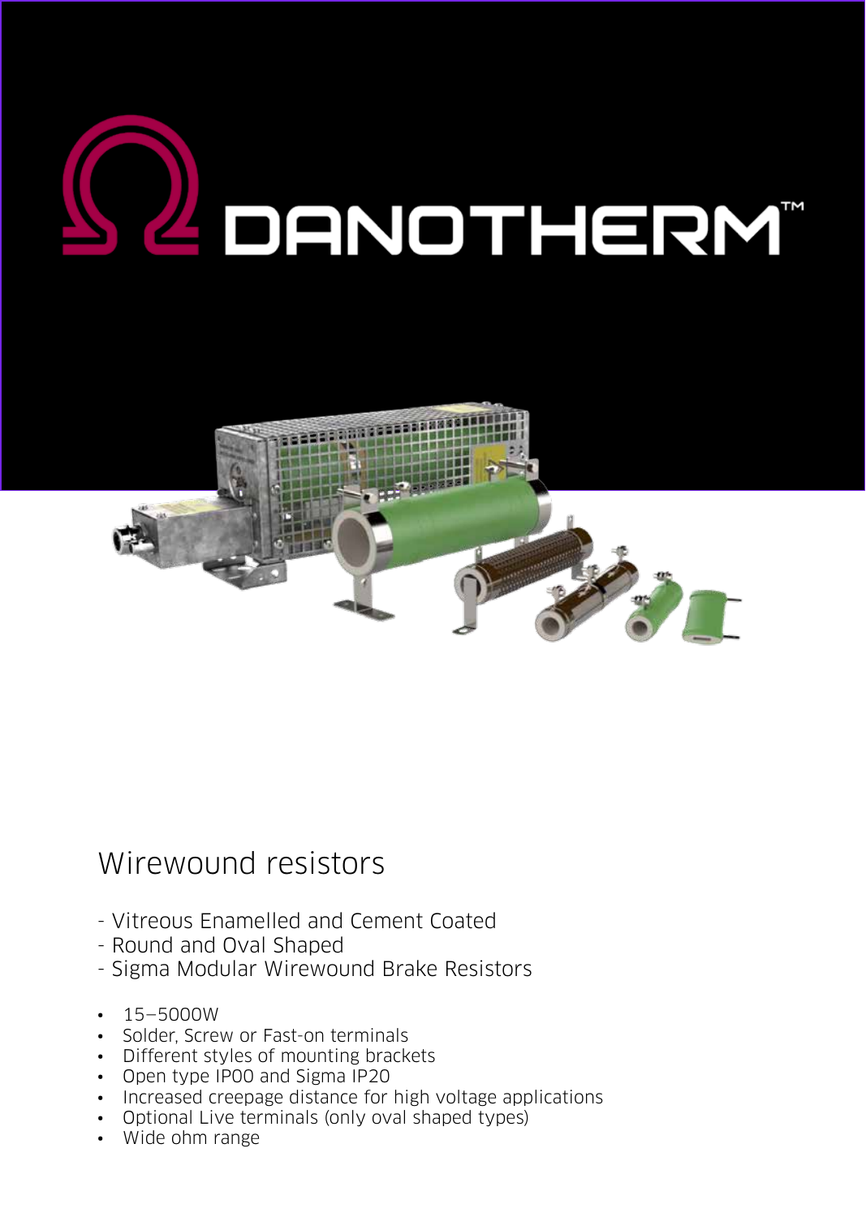DANOTHERM™

# Wirewound resistors

- Vitreous Enamelled and Cement Coated
- Round and Oval Shaped
- Sigma Modular Wirewound Brake Resistors

- 15–5000W
- Solder, Screw or Fast-on terminals
- Different styles of mounting brackets
- Open type IP00 and Sigma IP20
- Increased creepage distance for high voltage applications
- Optional Live terminals (only oval shaped types)
- Wide ohm range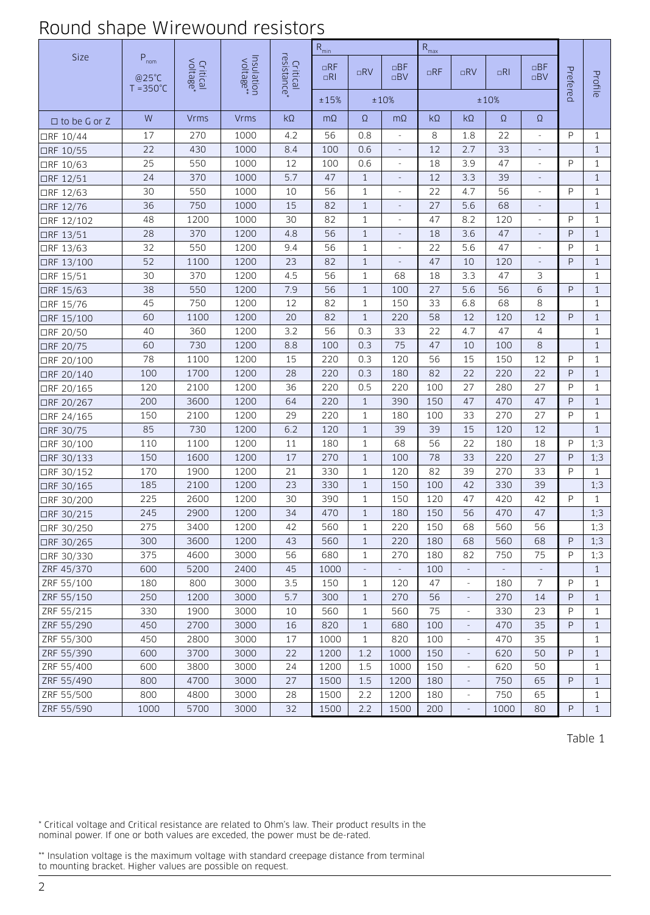# Round shape Wirewound resistors

| Size | $P_{nom}$ @25°C T =350°C | Critical voltage* | Insulation voltage** | Critical resistance* | $R_{min}$ | | | $R_{max}$ | | | | Prefered | Profile |
|---|---|---|---|---|---|---|---|---|---|---|---|---|---|
| | | | | | □RF □RI | □RV | □BF □BV | □RF | □RV | □RI | □BF □BV | | |
| | | | | | ±15% | ±10% | | ±10% | | | | | |
| □ to be G or Z | W | Vrms | Vrms | kΩ | mΩ | Ω | mΩ | kΩ | kΩ | Ω | Ω | | |
| □RF 10/44 | 17 | 270 | 1000 | 4.2 | 56 | 0.8 | - | 8 | 1.8 | 22 | - | P | 1 |
| □RF 10/55 | 22 | 430 | 1000 | 8.4 | 100 | 0.6 | - | 12 | 2.7 | 33 | - | | 1 |
| □RF 10/63 | 25 | 550 | 1000 | 12 | 100 | 0.6 | - | 18 | 3.9 | 47 | - | P | 1 |
| □RF 12/51 | 24 | 370 | 1000 | 5.7 | 47 | 1 | - | 12 | 3.3 | 39 | - | | 1 |
| □RF 12/63 | 30 | 550 | 1000 | 10 | 56 | 1 | - | 22 | 4.7 | 56 | - | P | 1 |
| □RF 12/76 | 36 | 750 | 1000 | 15 | 82 | 1 | - | 27 | 5.6 | 68 | - | | 1 |
| □RF 12/102 | 48 | 1200 | 1000 | 30 | 82 | 1 | - | 47 | 8.2 | 120 | - | P | 1 |
| □RF 13/51 | 28 | 370 | 1200 | 4.8 | 56 | 1 | - | 18 | 3.6 | 47 | - | P | 1 |
| □RF 13/63 | 32 | 550 | 1200 | 9.4 | 56 | 1 | - | 22 | 5.6 | 47 | - | P | 1 |
| □RF 13/100 | 52 | 1100 | 1200 | 23 | 82 | 1 | - | 47 | 10 | 120 | - | P | 1 |
| □RF 15/51 | 30 | 370 | 1200 | 4.5 | 56 | 1 | 68 | 18 | 3.3 | 47 | 3 | | 1 |
| □RF 15/63 | 38 | 550 | 1200 | 7.9 | 56 | 1 | 100 | 27 | 5.6 | 56 | 6 | P | 1 |
| □RF 15/76 | 45 | 750 | 1200 | 12 | 82 | 1 | 150 | 33 | 6.8 | 68 | 8 | | 1 |
| □RF 15/100 | 60 | 1100 | 1200 | 20 | 82 | 1 | 220 | 58 | 12 | 120 | 12 | P | 1 |
| □RF 20/50 | 40 | 360 | 1200 | 3.2 | 56 | 0.3 | 33 | 22 | 4.7 | 47 | 4 | | 1 |
| □RF 20/75 | 60 | 730 | 1200 | 8.8 | 100 | 0.3 | 75 | 47 | 10 | 100 | 8 | | 1 |
| □RF 20/100 | 78 | 1100 | 1200 | 15 | 220 | 0.3 | 120 | 56 | 15 | 150 | 12 | P | 1 |
| □RF 20/140 | 100 | 1700 | 1200 | 28 | 220 | 0.3 | 180 | 82 | 22 | 220 | 22 | P | 1 |
| □RF 20/165 | 120 | 2100 | 1200 | 36 | 220 | 0.5 | 220 | 100 | 27 | 280 | 27 | P | 1 |
| □RF 20/267 | 200 | 3600 | 1200 | 64 | 220 | 1 | 390 | 150 | 47 | 470 | 47 | P | 1 |
| □RF 24/165 | 150 | 2100 | 1200 | 29 | 220 | 1 | 180 | 100 | 33 | 270 | 27 | P | 1 |
| □RF 30/75 | 85 | 730 | 1200 | 6.2 | 120 | 1 | 39 | 39 | 15 | 120 | 12 | | 1 |
| □RF 30/100 | 110 | 1100 | 1200 | 11 | 180 | 1 | 68 | 56 | 22 | 180 | 18 | P | 1;3 |
| □RF 30/133 | 150 | 1600 | 1200 | 17 | 270 | 1 | 100 | 78 | 33 | 220 | 27 | P | 1;3 |
| □RF 30/152 | 170 | 1900 | 1200 | 21 | 330 | 1 | 120 | 82 | 39 | 270 | 33 | P | 1 |
| □RF 30/165 | 185 | 2100 | 1200 | 23 | 330 | 1 | 150 | 100 | 42 | 330 | 39 | | 1;3 |
| □RF 30/200 | 225 | 2600 | 1200 | 30 | 390 | 1 | 150 | 120 | 47 | 420 | 42 | P | 1 |
| □RF 30/215 | 245 | 2900 | 1200 | 34 | 470 | 1 | 180 | 150 | 56 | 470 | 47 | | 1;3 |
| □RF 30/250 | 275 | 3400 | 1200 | 42 | 560 | 1 | 220 | 150 | 68 | 560 | 56 | | 1;3 |
| □RF 30/265 | 300 | 3600 | 1200 | 43 | 560 | 1 | 220 | 180 | 68 | 560 | 68 | P | 1;3 |
| □RF 30/330 | 375 | 4600 | 3000 | 56 | 680 | 1 | 270 | 180 | 82 | 750 | 75 | P | 1;3 |
| ZRF 45/370 | 600 | 5200 | 2400 | 45 | 1000 | - | - | 100 | - | - | - | | 1 |
| ZRF 55/100 | 180 | 800 | 3000 | 3.5 | 150 | 1 | 120 | 47 | - | 180 | 7 | P | 1 |
| ZRF 55/150 | 250 | 1200 | 3000 | 5.7 | 300 | 1 | 270 | 56 | - | 270 | 14 | P | 1 |
| ZRF 55/215 | 330 | 1900 | 3000 | 10 | 560 | 1 | 560 | 75 | - | 330 | 23 | P | 1 |
| ZRF 55/290 | 450 | 2700 | 3000 | 16 | 820 | 1 | 680 | 100 | - | 470 | 35 | P | 1 |
| ZRF 55/300 | 450 | 2800 | 3000 | 17 | 1000 | 1 | 820 | 100 | - | 470 | 35 | | 1 |
| ZRF 55/390 | 600 | 3700 | 3000 | 22 | 1200 | 1.2 | 1000 | 150 | - | 620 | 50 | P | 1 |
| ZRF 55/400 | 600 | 3800 | 3000 | 24 | 1200 | 1.5 | 1000 | 150 | - | 620 | 50 | | 1 |
| ZRF 55/490 | 800 | 4700 | 3000 | 27 | 1500 | 1.5 | 1200 | 180 | - | 750 | 65 | P | 1 |
| ZRF 55/500 | 800 | 4800 | 3000 | 28 | 1500 | 2.2 | 1200 | 180 | - | 750 | 65 | | 1 |
| ZRF 55/590 | 1000 | 5700 | 3000 | 32 | 1500 | 2.2 | 1500 | 200 | - | 1000 | 80 | P | 1 |

Table 1

* Critical voltage and Critical resistance are related to Ohm's law. Their product results in the nominal power. If one or both values are exceded, the power must be de-rated.

** Insulation voltage is the maximum voltage with standard creepage distance from terminal to mounting bracket. Higher values are possible on request.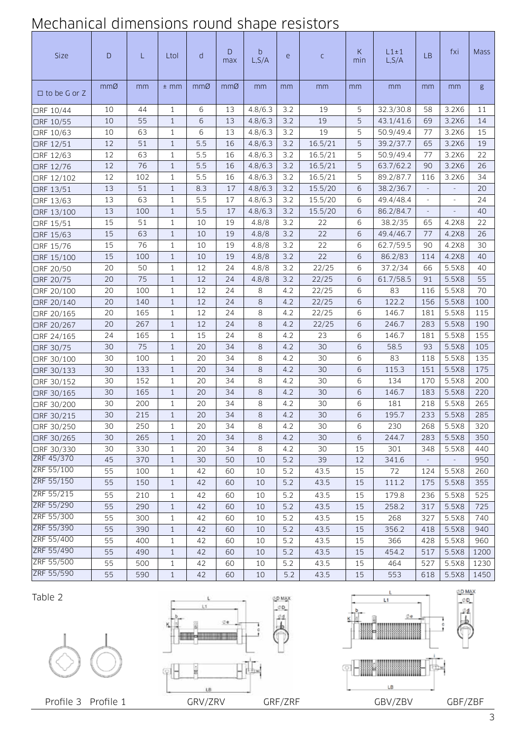# Mechanical dimensions round shape resistors

| Size | D | L | Ltol | d | D max | b L,S/A | e | c | K min | L1±1 L,S/A | LB | fxi | Mass |
|---|---|---|---|---|---|---|---|---|---|---|---|---|---|
| □ to be G or Z | mmØ | mm | ± mm | mmØ | mmØ | mm | mm | mm | mm | mm | mm | mm | g |
| □RF 10/44 | 10 | 44 | 1 | 6 | 13 | 4.8/6.3 | 3.2 | 19 | 5 | 32.3/30.8 | 58 | 3.2X6 | 11 |
| □RF 10/55 | 10 | 55 | 1 | 6 | 13 | 4.8/6.3 | 3.2 | 19 | 5 | 43.1/41.6 | 69 | 3.2X6 | 14 |
| □RF 10/63 | 10 | 63 | 1 | 6 | 13 | 4.8/6.3 | 3.2 | 19 | 5 | 50.9/49.4 | 77 | 3.2X6 | 15 |
| □RF 12/51 | 12 | 51 | 1 | 5.5 | 16 | 4.8/6.3 | 3.2 | 16.5/21 | 5 | 39.2/37.7 | 65 | 3.2X6 | 19 |
| □RF 12/63 | 12 | 63 | 1 | 5.5 | 16 | 4.8/6.3 | 3.2 | 16.5/21 | 5 | 50.9/49.4 | 77 | 3.2X6 | 22 |
| □RF 12/76 | 12 | 76 | 1 | 5.5 | 16 | 4.8/6.3 | 3.2 | 16.5/21 | 5 | 63.7/62.2 | 90 | 3.2X6 | 26 |
| □RF 12/102 | 12 | 102 | 1 | 5.5 | 16 | 4.8/6.3 | 3.2 | 16.5/21 | 5 | 89.2/87.7 | 116 | 3.2X6 | 34 |
| □RF 13/51 | 13 | 51 | 1 | 8.3 | 17 | 4.8/6.3 | 3.2 | 15.5/20 | 6 | 38.2/36.7 | - | - | 20 |
| □RF 13/63 | 13 | 63 | 1 | 5.5 | 17 | 4.8/6.3 | 3.2 | 15.5/20 | 6 | 49.4/48.4 | - | - | 24 |
| □RF 13/100 | 13 | 100 | 1 | 5.5 | 17 | 4.8/6.3 | 3.2 | 15.5/20 | 6 | 86.2/84.7 | - | - | 40 |
| □RF 15/51 | 15 | 51 | 1 | 10 | 19 | 4.8/8 | 3.2 | 22 | 6 | 38.2/35 | 65 | 4.2X8 | 22 |
| □RF 15/63 | 15 | 63 | 1 | 10 | 19 | 4.8/8 | 3.2 | 22 | 6 | 49.4/46.7 | 77 | 4.2X8 | 26 |
| □RF 15/76 | 15 | 76 | 1 | 10 | 19 | 4.8/8 | 3.2 | 22 | 6 | 62.7/59.5 | 90 | 4.2X8 | 30 |
| □RF 15/100 | 15 | 100 | 1 | 10 | 19 | 4.8/8 | 3.2 | 22 | 6 | 86.2/83 | 114 | 4.2X8 | 40 |
| □RF 20/50 | 20 | 50 | 1 | 12 | 24 | 4.8/8 | 3.2 | 22/25 | 6 | 37.2/34 | 66 | 5.5X8 | 40 |
| □RF 20/75 | 20 | 75 | 1 | 12 | 24 | 4.8/8 | 3.2 | 22/25 | 6 | 61.7/58.5 | 91 | 5.5X8 | 55 |
| □RF 20/100 | 20 | 100 | 1 | 12 | 24 | 8 | 4.2 | 22/25 | 6 | 83 | 116 | 5.5X8 | 70 |
| □RF 20/140 | 20 | 140 | 1 | 12 | 24 | 8 | 4.2 | 22/25 | 6 | 122.2 | 156 | 5.5X8 | 100 |
| □RF 20/165 | 20 | 165 | 1 | 12 | 24 | 8 | 4.2 | 22/25 | 6 | 146.7 | 181 | 5.5X8 | 115 |
| □RF 20/267 | 20 | 267 | 1 | 12 | 24 | 8 | 4.2 | 22/25 | 6 | 246.7 | 283 | 5.5X8 | 190 |
| □RF 24/165 | 24 | 165 | 1 | 15 | 24 | 8 | 4.2 | 23 | 6 | 146.7 | 181 | 5.5X8 | 155 |
| □RF 30/75 | 30 | 75 | 1 | 20 | 34 | 8 | 4.2 | 30 | 6 | 58.5 | 93 | 5.5X8 | 105 |
| □RF 30/100 | 30 | 100 | 1 | 20 | 34 | 8 | 4.2 | 30 | 6 | 83 | 118 | 5.5X8 | 135 |
| □RF 30/133 | 30 | 133 | 1 | 20 | 34 | 8 | 4.2 | 30 | 6 | 115.3 | 151 | 5.5X8 | 175 |
| □RF 30/152 | 30 | 152 | 1 | 20 | 34 | 8 | 4.2 | 30 | 6 | 134 | 170 | 5.5X8 | 200 |
| □RF 30/165 | 30 | 165 | 1 | 20 | 34 | 8 | 4.2 | 30 | 6 | 146.7 | 183 | 5.5X8 | 220 |
| □RF 30/200 | 30 | 200 | 1 | 20 | 34 | 8 | 4.2 | 30 | 6 | 181 | 218 | 5.5X8 | 265 |
| □RF 30/215 | 30 | 215 | 1 | 20 | 34 | 8 | 4.2 | 30 | 6 | 195.7 | 233 | 5.5X8 | 285 |
| □RF 30/250 | 30 | 250 | 1 | 20 | 34 | 8 | 4.2 | 30 | 6 | 230 | 268 | 5.5X8 | 320 |
| □RF 30/265 | 30 | 265 | 1 | 20 | 34 | 8 | 4.2 | 30 | 6 | 244.7 | 283 | 5.5X8 | 350 |
| □RF 30/330 | 30 | 330 | 1 | 20 | 34 | 8 | 4.2 | 30 | 15 | 301 | 348 | 5.5X8 | 440 |
| ZRF 45/370 | 45 | 370 | 1 | 30 | 50 | 10 | 5.2 | 39 | 12 | 341.6 | - | - | 950 |
| ZRF 55/100 | 55 | 100 | 1 | 42 | 60 | 10 | 5.2 | 43.5 | 15 | 72 | 124 | 5.5X8 | 260 |
| ZRF 55/150 | 55 | 150 | 1 | 42 | 60 | 10 | 5.2 | 43.5 | 15 | 111.2 | 175 | 5.5X8 | 355 |
| ZRF 55/215 | 55 | 210 | 1 | 42 | 60 | 10 | 5.2 | 43.5 | 15 | 179.8 | 236 | 5.5X8 | 525 |
| ZRF 55/290 | 55 | 290 | 1 | 42 | 60 | 10 | 5.2 | 43.5 | 15 | 258.2 | 317 | 5.5X8 | 725 |
| ZRF 55/300 | 55 | 300 | 1 | 42 | 60 | 10 | 5.2 | 43.5 | 15 | 268 | 327 | 5.5X8 | 740 |
| ZRF 55/390 | 55 | 390 | 1 | 42 | 60 | 10 | 5.2 | 43.5 | 15 | 356.2 | 418 | 5.5X8 | 940 |
| ZRF 55/400 | 55 | 400 | 1 | 42 | 60 | 10 | 5.2 | 43.5 | 15 | 366 | 428 | 5.5X8 | 960 |
| ZRF 55/490 | 55 | 490 | 1 | 42 | 60 | 10 | 5.2 | 43.5 | 15 | 454.2 | 517 | 5.5X8 | 1200 |
| ZRF 55/500 | 55 | 500 | 1 | 42 | 60 | 10 | 5.2 | 43.5 | 15 | 464 | 527 | 5.5X8 | 1230 |
| ZRF 55/590 | 55 | 590 | 1 | 42 | 60 | 10 | 5.2 | 43.5 | 15 | 553 | 618 | 5.5X8 | 1450 |

Table 2

Profile 3 Profile 1 GRV/ZRV GRF/ZRF GBV/ZBV GBF/ZBF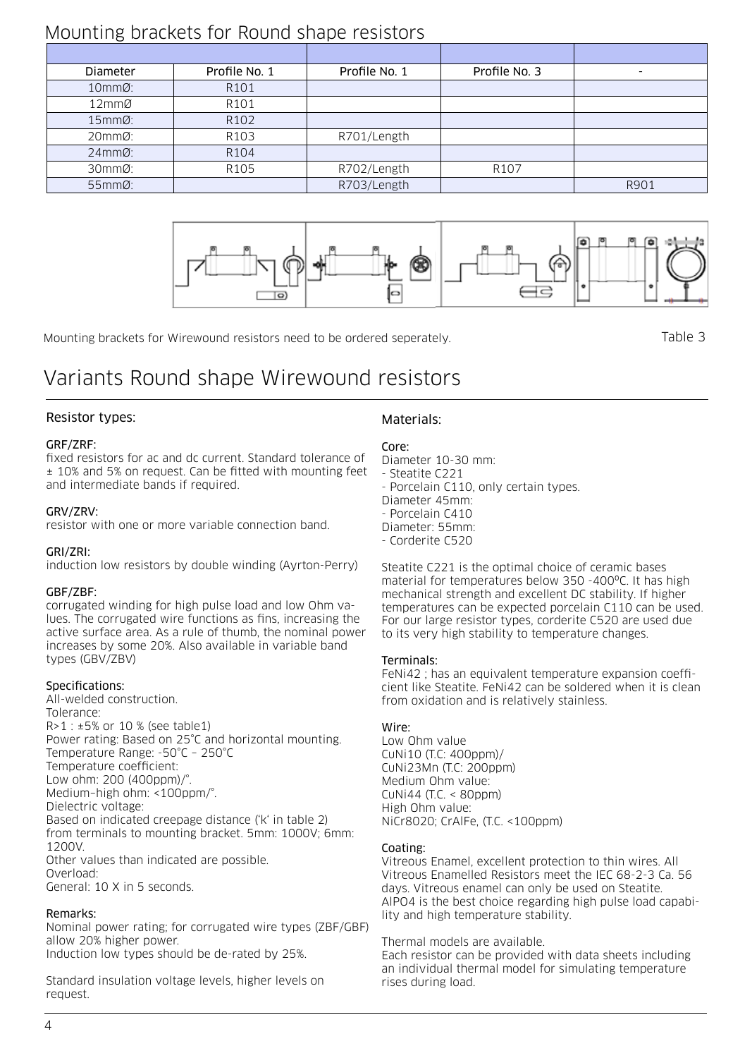## Mounting brackets for Round shape resistors

| | | | | |
|---|---|---|---|---|
| Diameter | Profile No. 1 | Profile No. 1 | Profile No. 3 | - |
| 10mmØ: | R101 | | | |
| 12mmØ | R101 | | | |
| 15mmØ: | R102 | | | |
| 20mmØ: | R103 | R701/Length | | |
| 24mmØ: | R104 | | | |
| 30mmØ: | R105 | R702/Length | R107 | |
| 55mmØ: | | R703/Length | | R901 |

Mounting brackets for Wirewound resistors need to be ordered seperately.

Table 3

# Variants Round shape Wirewound resistors

### Resistor types:

**GRF/ZRF:**
fixed resistors for ac and dc current. Standard tolerance of ± 10% and 5% on request. Can be fitted with mounting feet and intermediate bands if required.

**GRV/ZRV:**
resistor with one or more variable connection band.

**GRI/ZRI:**
induction low resistors by double winding (Ayrton-Perry)

**GBF/ZBF:**
corrugated winding for high pulse load and low Ohm values. The corrugated wire functions as fins, increasing the active surface area. As a rule of thumb, the nominal power increases by some 20%. Also available in variable band types (GBV/ZBV)

### Specifications:

All-welded construction.
Tolerance:
R>1 : ±5% or 10 % (see table1)
Power rating: Based on 25°C and horizontal mounting.
Temperature Range: -50°C – 250°C
Temperature coefficient:
Low ohm: 200 (400ppm)/°.
Medium–high ohm: <100ppm/°.
Dielectric voltage:
Based on indicated creepage distance ('k' in table 2) from terminals to mounting bracket. 5mm: 1000V; 6mm: 1200V.
Other values than indicated are possible.
Overload:
General: 10 X in 5 seconds.

### Remarks:

Nominal power rating; for corrugated wire types (ZBF/GBF) allow 20% higher power.
Induction low types should be de-rated by 25%.

Standard insulation voltage levels, higher levels on request.

### Materials:

**Core:**
Diameter 10-30 mm:
- Steatite C221
- Porcelain C110, only certain types.

Diameter 45mm:
- Porcelain C410

Diameter: 55mm:
- Corderite C520

Steatite C221 is the optimal choice of ceramic bases material for temperatures below 350 -400ºC. It has high mechanical strength and excellent DC stability. If higher temperatures can be expected porcelain C110 can be used. For our large resistor types, corderite C520 are used due to its very high stability to temperature changes.

**Terminals:**
FeNi42 ; has an equivalent temperature expansion coefficient like Steatite. FeNi42 can be soldered when it is clean from oxidation and is relatively stainless.

**Wire:**
Low Ohm value
CuNi10 (T.C: 400ppm)/
CuNi23Mn (T.C: 200ppm)
Medium Ohm value:
CuNi44 (T.C. < 80ppm)
High Ohm value:
NiCr8020; CrAlFe, (T.C. <100ppm)

**Coating:**
Vitreous Enamel, excellent protection to thin wires. All Vitreous Enamelled Resistors meet the IEC 68-2-3 Ca. 56 days. Vitreous enamel can only be used on Steatite. $AlPO_4$ is the best choice regarding high pulse load capability and high temperature stability.

Thermal models are available.
Each resistor can be provided with data sheets including an individual thermal model for simulating temperature rises during load.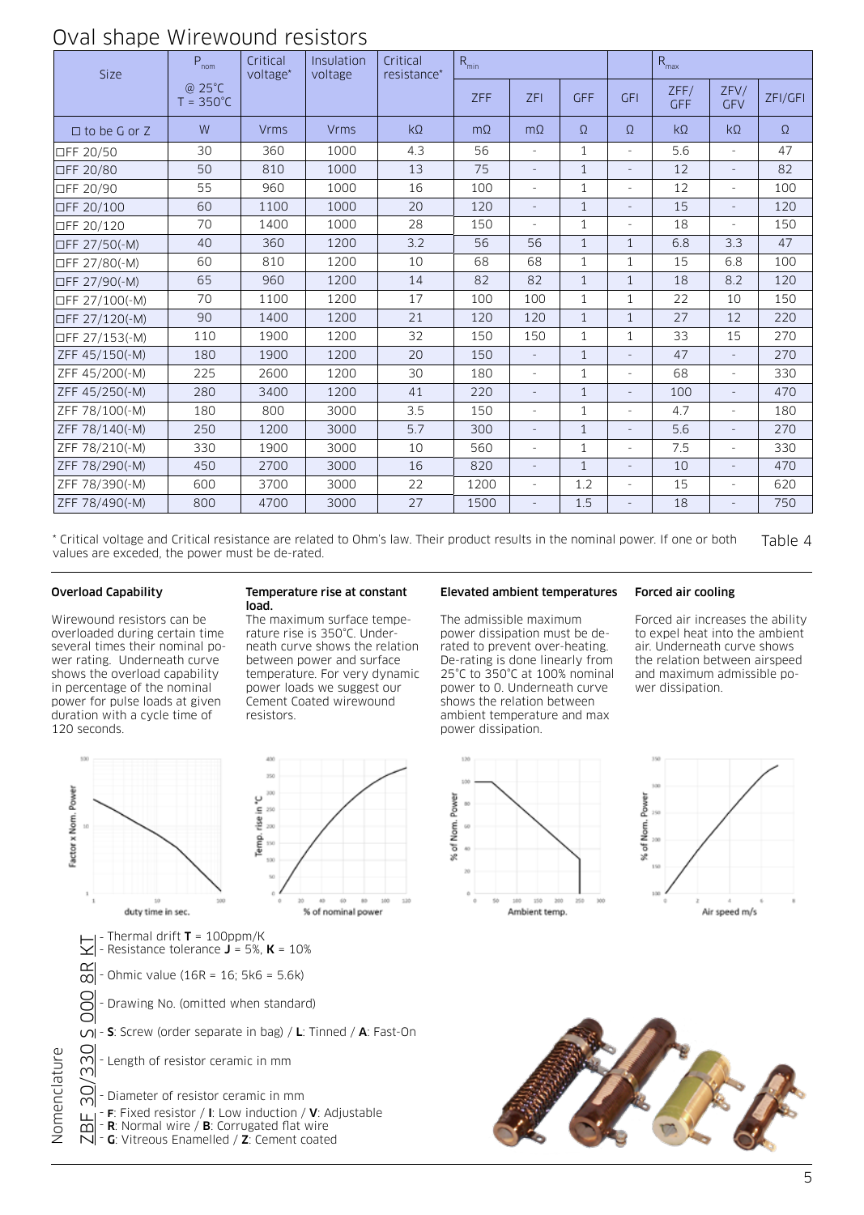# Oval shape Wirewound resistors

| Size | $P_{nom}$ | Critical voltage* | Insulation voltage | Critical resistance* | $R_{min}$ | | | | $R_{max}$ | | |
|---|---|---|---|---|---|---|---|---|---|---|---|
| | @ 25°C T = 350°C | | | | ZFF | ZFI | GFF | GFI | ZFF/ GFF | ZFV/ GFV | ZFI/GFI |
| □ to be G or Z | W | Vrms | Vrms | kΩ | mΩ | mΩ | Ω | Ω | kΩ | kΩ | Ω |
| □FF 20/50 | 30 | 360 | 1000 | 4.3 | 56 | - | 1 | - | 5.6 | - | 47 |
| □FF 20/80 | 50 | 810 | 1000 | 13 | 75 | - | 1 | - | 12 | - | 82 |
| □FF 20/90 | 55 | 960 | 1000 | 16 | 100 | - | 1 | - | 12 | - | 100 |
| □FF 20/100 | 60 | 1100 | 1000 | 20 | 120 | - | 1 | - | 15 | - | 120 |
| □FF 20/120 | 70 | 1400 | 1000 | 28 | 150 | - | 1 | - | 18 | - | 150 |
| □FF 27/50(-M) | 40 | 360 | 1200 | 3.2 | 56 | 56 | 1 | 1 | 6.8 | 3.3 | 47 |
| □FF 27/80(-M) | 60 | 810 | 1200 | 10 | 68 | 68 | 1 | 1 | 15 | 6.8 | 100 |
| □FF 27/90(-M) | 65 | 960 | 1200 | 14 | 82 | 82 | 1 | 1 | 18 | 8.2 | 120 |
| □FF 27/100(-M) | 70 | 1100 | 1200 | 17 | 100 | 100 | 1 | 1 | 22 | 10 | 150 |
| □FF 27/120(-M) | 90 | 1400 | 1200 | 21 | 120 | 120 | 1 | 1 | 27 | 12 | 220 |
| □FF 27/153(-M) | 110 | 1900 | 1200 | 32 | 150 | 150 | 1 | 1 | 33 | 15 | 270 |
| ZFF 45/150(-M) | 180 | 1900 | 1200 | 20 | 150 | - | 1 | - | 47 | - | 270 |
| ZFF 45/200(-M) | 225 | 2600 | 1200 | 30 | 180 | - | 1 | - | 68 | - | 330 |
| ZFF 45/250(-M) | 280 | 3400 | 1200 | 41 | 220 | - | 1 | - | 100 | - | 470 |
| ZFF 78/100(-M) | 180 | 800 | 3000 | 3.5 | 150 | - | 1 | - | 4.7 | - | 180 |
| ZFF 78/140(-M) | 250 | 1200 | 3000 | 5.7 | 300 | - | 1 | - | 5.6 | - | 270 |
| ZFF 78/210(-M) | 330 | 1900 | 3000 | 10 | 560 | - | 1 | - | 7.5 | - | 330 |
| ZFF 78/290(-M) | 450 | 2700 | 3000 | 16 | 820 | - | 1 | - | 10 | - | 470 |
| ZFF 78/390(-M) | 600 | 3700 | 3000 | 22 | 1200 | - | 1.2 | - | 15 | - | 620 |
| ZFF 78/490(-M) | 800 | 4700 | 3000 | 27 | 1500 | - | 1.5 | - | 18 | - | 750 |

* Critical voltage and Critical resistance are related to Ohm's law. Their product results in the nominal power. If one or both values are exceded, the power must be de-rated.

Table 4

### Overload Capability

Wirewound resistors can be overloaded during certain time several times their nominal power rating. Underneath curve shows the overload capability in percentage of the nominal power for pulse loads at given duration with a cycle time of 120 seconds.

### Temperature rise at constant load.

The maximum surface temperature rise is 350°C. Underneath curve shows the relation between power and surface temperature. For very dynamic power loads we suggest our Cement Coated wirewound resistors.

### Elevated ambient temperatures

The admissible maximum power dissipation must be de-rated to prevent over-heating. De-rating is done linearly from 25°C to 350°C at 100% nominal power to 0. Underneath curve shows the relation between ambient temperature and max power dissipation.

### Forced air cooling

Forced air increases the ability to expel heat into the ambient air. Underneath curve shows the relation between airspeed and maximum admissible power dissipation.

### Nomenclature

ZBF 30/330 S 000 8R KT

- **K T** - Thermal drift **T** = 100ppm/K; Resistance tolerance **J** = 5%, **K** = 10%
- **8R** - Ohmic value (16R = 16; 5k6 = 5.6k)
- **000** - Drawing No. (omitted when standard)
- **S** - **S**: Screw (order separate in bag) / **L**: Tinned / **A**: Fast-On
- **330** - Length of resistor ceramic in mm
- **30** - Diameter of resistor ceramic in mm
- **F** - **F**: Fixed resistor / **I**: Low induction / **V**: Adjustable
- **B** - **R**: Normal wire / **B**: Corrugated flat wire
- **Z** - **G**: Vitreous Enamelled / **Z**: Cement coated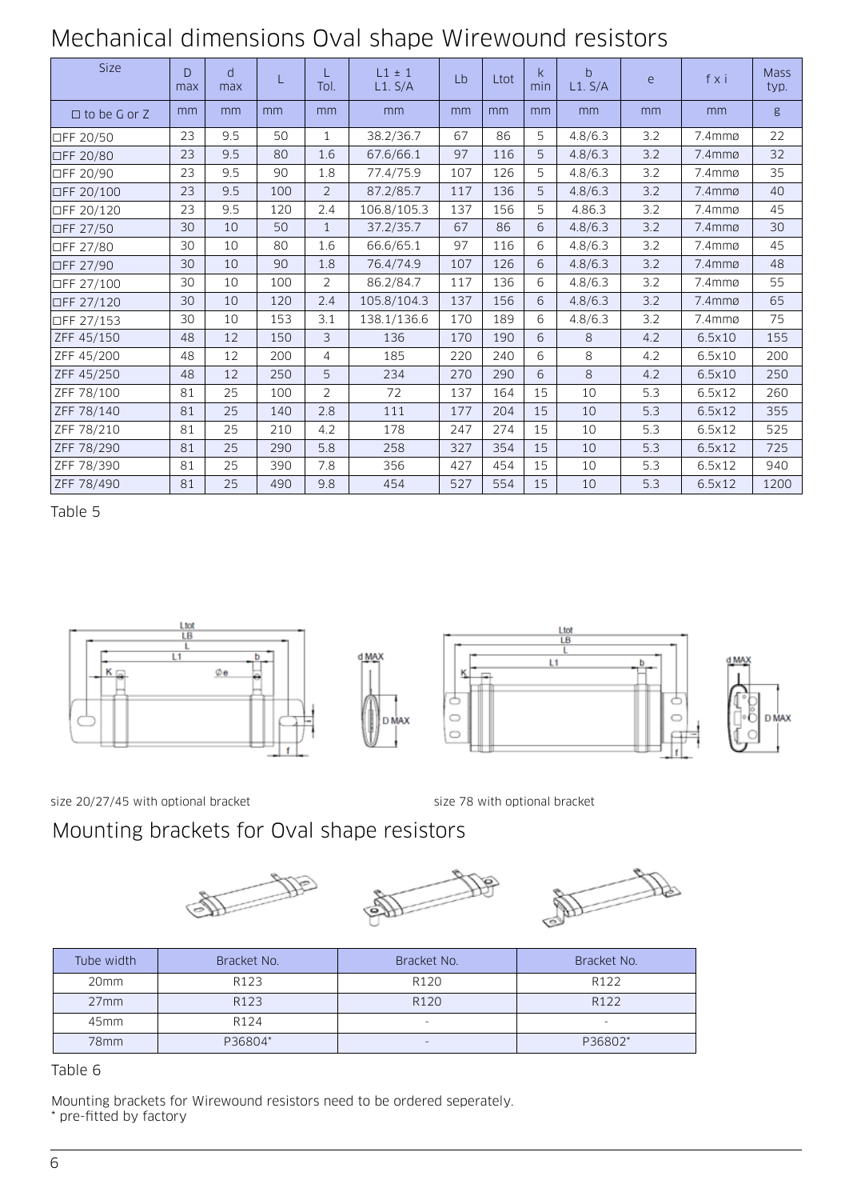# Mechanical dimensions Oval shape Wirewound resistors

| Size | D max | d max | L | L Tol. | L1 ± 1 L1. S/A | Lb | Ltot | k min | b L1. S/A | e | f x i | Mass typ. |
|---|---|---|---|---|---|---|---|---|---|---|---|---|
| ☐ to be G or Z | mm | mm | mm | mm | mm | mm | mm | mm | mm | mm | mm | g |
| ☐FF 20/50 | 23 | 9.5 | 50 | 1 | 38.2/36.7 | 67 | 86 | 5 | 4.8/6.3 | 3.2 | 7.4mmø | 22 |
| ☐FF 20/80 | 23 | 9.5 | 80 | 1.6 | 67.6/66.1 | 97 | 116 | 5 | 4.8/6.3 | 3.2 | 7.4mmø | 32 |
| ☐FF 20/90 | 23 | 9.5 | 90 | 1.8 | 77.4/75.9 | 107 | 126 | 5 | 4.8/6.3 | 3.2 | 7.4mmø | 35 |
| ☐FF 20/100 | 23 | 9.5 | 100 | 2 | 87.2/85.7 | 117 | 136 | 5 | 4.8/6.3 | 3.2 | 7.4mmø | 40 |
| ☐FF 20/120 | 23 | 9.5 | 120 | 2.4 | 106.8/105.3 | 137 | 156 | 5 | 4.86.3 | 3.2 | 7.4mmø | 45 |
| ☐FF 27/50 | 30 | 10 | 50 | 1 | 37.2/35.7 | 67 | 86 | 6 | 4.8/6.3 | 3.2 | 7.4mmø | 30 |
| ☐FF 27/80 | 30 | 10 | 80 | 1.6 | 66.6/65.1 | 97 | 116 | 6 | 4.8/6.3 | 3.2 | 7.4mmø | 45 |
| ☐FF 27/90 | 30 | 10 | 90 | 1.8 | 76.4/74.9 | 107 | 126 | 6 | 4.8/6.3 | 3.2 | 7.4mmø | 48 |
| ☐FF 27/100 | 30 | 10 | 100 | 2 | 86.2/84.7 | 117 | 136 | 6 | 4.8/6.3 | 3.2 | 7.4mmø | 55 |
| ☐FF 27/120 | 30 | 10 | 120 | 2.4 | 105.8/104.3 | 137 | 156 | 6 | 4.8/6.3 | 3.2 | 7.4mmø | 65 |
| ☐FF 27/153 | 30 | 10 | 153 | 3.1 | 138.1/136.6 | 170 | 189 | 6 | 4.8/6.3 | 3.2 | 7.4mmø | 75 |
| ZFF 45/150 | 48 | 12 | 150 | 3 | 136 | 170 | 190 | 6 | 8 | 4.2 | 6.5x10 | 155 |
| ZFF 45/200 | 48 | 12 | 200 | 4 | 185 | 220 | 240 | 6 | 8 | 4.2 | 6.5x10 | 200 |
| ZFF 45/250 | 48 | 12 | 250 | 5 | 234 | 270 | 290 | 6 | 8 | 4.2 | 6.5x10 | 250 |
| ZFF 78/100 | 81 | 25 | 100 | 2 | 72 | 137 | 164 | 15 | 10 | 5.3 | 6.5x12 | 260 |
| ZFF 78/140 | 81 | 25 | 140 | 2.8 | 111 | 177 | 204 | 15 | 10 | 5.3 | 6.5x12 | 355 |
| ZFF 78/210 | 81 | 25 | 210 | 4.2 | 178 | 247 | 274 | 15 | 10 | 5.3 | 6.5x12 | 525 |
| ZFF 78/290 | 81 | 25 | 290 | 5.8 | 258 | 327 | 354 | 15 | 10 | 5.3 | 6.5x12 | 725 |
| ZFF 78/390 | 81 | 25 | 390 | 7.8 | 356 | 427 | 454 | 15 | 10 | 5.3 | 6.5x12 | 940 |
| ZFF 78/490 | 81 | 25 | 490 | 9.8 | 454 | 527 | 554 | 15 | 10 | 5.3 | 6.5x12 | 1200 |

Table 5

size 20/27/45 with optional bracket

size 78 with optional bracket

# Mounting brackets for Oval shape resistors

| Tube width | Bracket No. | Bracket No. | Bracket No. |
|---|---|---|---|
| 20mm | R123 | R120 | R122 |
| 27mm | R123 | R120 | R122 |
| 45mm | R124 | - | - |
| 78mm | P36804* | - | P36802* |

Table 6

Mounting brackets for Wirewound resistors need to be ordered seperately.
* pre-fitted by factory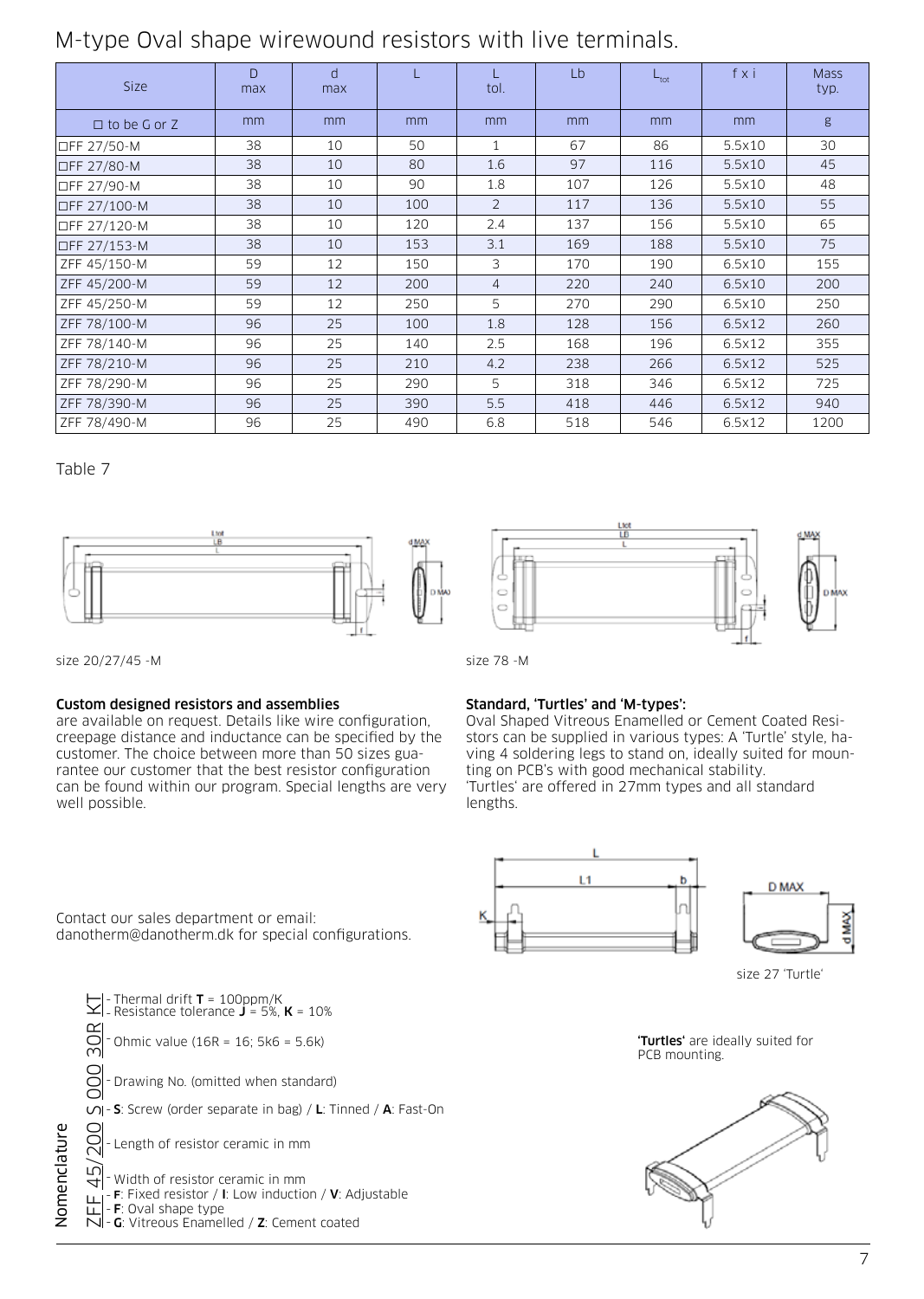# M-type Oval shape wirewound resistors with live terminals.

| Size | D max | d max | L | L tol. | Lb | $L_{tot}$ | f x i | Mass typ. |
|---|---|---|---|---|---|---|---|---|
| □ to be G or Z | mm | mm | mm | mm | mm | mm | mm | g |
| □FF 27/50-M | 38 | 10 | 50 | 1 | 67 | 86 | 5.5x10 | 30 |
| □FF 27/80-M | 38 | 10 | 80 | 1.6 | 97 | 116 | 5.5x10 | 45 |
| □FF 27/90-M | 38 | 10 | 90 | 1.8 | 107 | 126 | 5.5x10 | 48 |
| □FF 27/100-M | 38 | 10 | 100 | 2 | 117 | 136 | 5.5x10 | 55 |
| □FF 27/120-M | 38 | 10 | 120 | 2.4 | 137 | 156 | 5.5x10 | 65 |
| □FF 27/153-M | 38 | 10 | 153 | 3.1 | 169 | 188 | 5.5x10 | 75 |
| ZFF 45/150-M | 59 | 12 | 150 | 3 | 170 | 190 | 6.5x10 | 155 |
| ZFF 45/200-M | 59 | 12 | 200 | 4 | 220 | 240 | 6.5x10 | 200 |
| ZFF 45/250-M | 59 | 12 | 250 | 5 | 270 | 290 | 6.5x10 | 250 |
| ZFF 78/100-M | 96 | 25 | 100 | 1.8 | 128 | 156 | 6.5x12 | 260 |
| ZFF 78/140-M | 96 | 25 | 140 | 2.5 | 168 | 196 | 6.5x12 | 355 |
| ZFF 78/210-M | 96 | 25 | 210 | 4.2 | 238 | 266 | 6.5x12 | 525 |
| ZFF 78/290-M | 96 | 25 | 290 | 5 | 318 | 346 | 6.5x12 | 725 |
| ZFF 78/390-M | 96 | 25 | 390 | 5.5 | 418 | 446 | 6.5x12 | 940 |
| ZFF 78/490-M | 96 | 25 | 490 | 6.8 | 518 | 546 | 6.5x12 | 1200 |

Table 7

size 20/27/45 -M

size 78 -M

### Custom designed resistors and assemblies

are available on request. Details like wire configuration, creepage distance and inductance can be specified by the customer. The choice between more than 50 sizes guarantee our customer that the best resistor configuration can be found within our program. Special lengths are very well possible.

Contact our sales department or email: danotherm@danotherm.dk for special configurations.

### Standard, 'Turtles' and 'M-types':

Oval Shaped Vitreous Enamelled or Cement Coated Resistors can be supplied in various types: A 'Turtle' style, having 4 soldering legs to stand on, ideally suited for mounting on PCB's with good mechanical stability. 'Turtles' are offered in 27mm types and all standard lengths.

size 27 'Turtle'

**'Turtles'** are ideally suited for PCB mounting.

### Nomenclature

ZFF 45/200 S 000 30R KT

- K T - Thermal drift **T** = 100ppm/K; Resistance tolerance **J** = 5%, **K** = 10%
- 30R - Ohmic value (16R = 16; 5k6 = 5.6k)
- 000 - Drawing No. (omitted when standard)
- S - **S**: Screw (order separate in bag) / **L**: Tinned / **A**: Fast-On
- 200 - Length of resistor ceramic in mm
- 45 - Width of resistor ceramic in mm
- F - **F**: Fixed resistor / **I**: Low induction / **V**: Adjustable
- F - **F**: Oval shape type
- Z - **G**: Vitreous Enamelled / **Z**: Cement coated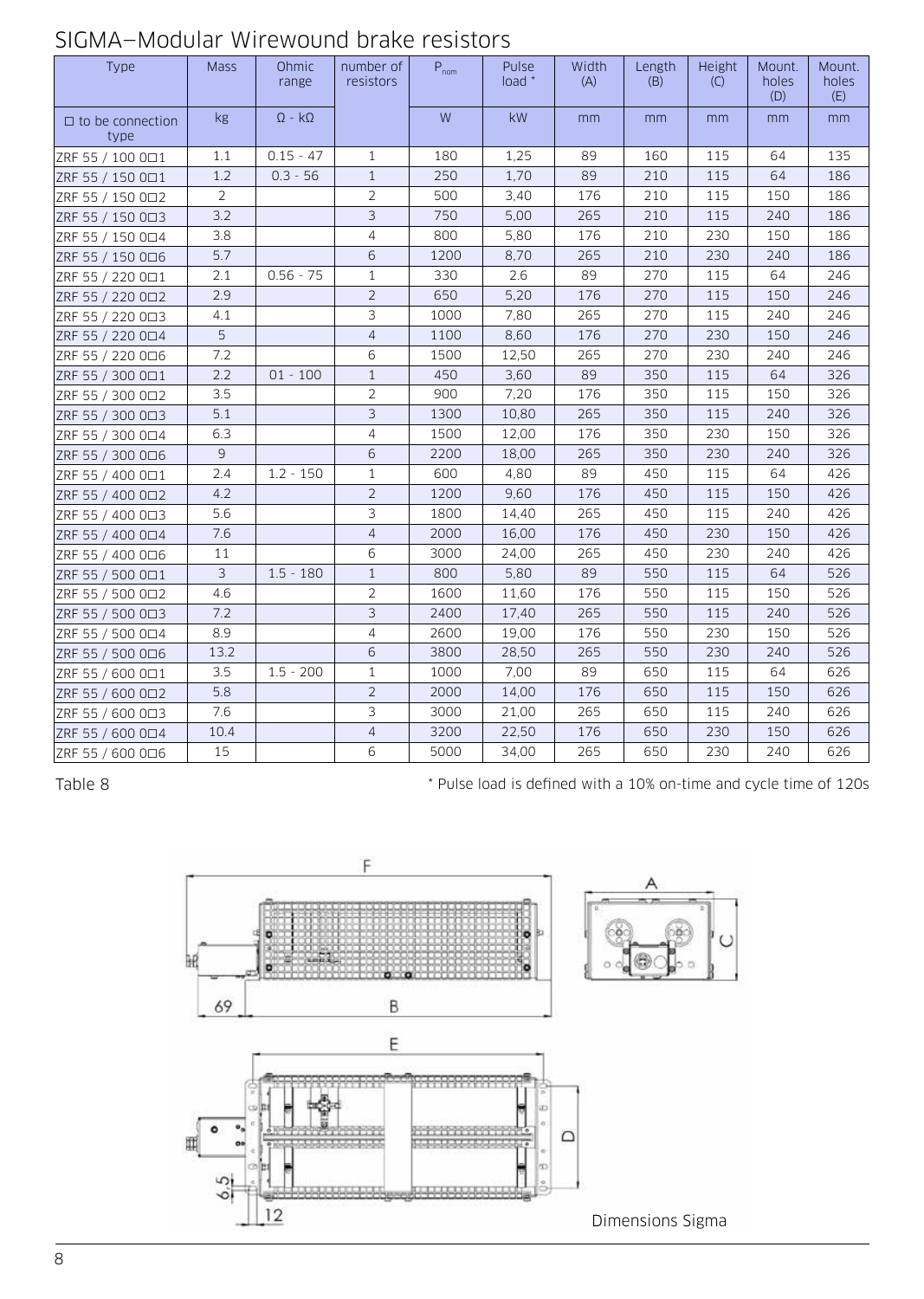# SIGMA—Modular Wirewound brake resistors

| Type | Mass | Ohmic range | number of resistors | $P_{nom}$ | Pulse load * | Width (A) | Length (B) | Height (C) | Mount. holes (D) | Mount. holes (E) |
|---|---|---|---|---|---|---|---|---|---|---|
| □ to be connection type | kg | Ω - kΩ | | W | kW | mm | mm | mm | mm | mm |
| ZRF 55 / 100 0□1 | 1.1 | 0.15 - 47 | 1 | 180 | 1,25 | 89 | 160 | 115 | 64 | 135 |
| ZRF 55 / 150 0□1 | 1.2 | 0.3 - 56 | 1 | 250 | 1,70 | 89 | 210 | 115 | 64 | 186 |
| ZRF 55 / 150 0□2 | 2 | | 2 | 500 | 3,40 | 176 | 210 | 115 | 150 | 186 |
| ZRF 55 / 150 0□3 | 3.2 | | 3 | 750 | 5,00 | 265 | 210 | 115 | 240 | 186 |
| ZRF 55 / 150 0□4 | 3.8 | | 4 | 800 | 5,80 | 176 | 210 | 230 | 150 | 186 |
| ZRF 55 / 150 0□6 | 5.7 | | 6 | 1200 | 8,70 | 265 | 210 | 230 | 240 | 186 |
| ZRF 55 / 220 0□1 | 2.1 | 0.56 - 75 | 1 | 330 | 2.6 | 89 | 270 | 115 | 64 | 246 |
| ZRF 55 / 220 0□2 | 2.9 | | 2 | 650 | 5,20 | 176 | 270 | 115 | 150 | 246 |
| ZRF 55 / 220 0□3 | 4.1 | | 3 | 1000 | 7,80 | 265 | 270 | 115 | 240 | 246 |
| ZRF 55 / 220 0□4 | 5 | | 4 | 1100 | 8,60 | 176 | 270 | 230 | 150 | 246 |
| ZRF 55 / 220 0□6 | 7.2 | | 6 | 1500 | 12,50 | 265 | 270 | 230 | 240 | 246 |
| ZRF 55 / 300 0□1 | 2.2 | 01 - 100 | 1 | 450 | 3,60 | 89 | 350 | 115 | 64 | 326 |
| ZRF 55 / 300 0□2 | 3.5 | | 2 | 900 | 7,20 | 176 | 350 | 115 | 150 | 326 |
| ZRF 55 / 300 0□3 | 5.1 | | 3 | 1300 | 10,80 | 265 | 350 | 115 | 240 | 326 |
| ZRF 55 / 300 0□4 | 6.3 | | 4 | 1500 | 12,00 | 176 | 350 | 230 | 150 | 326 |
| ZRF 55 / 300 0□6 | 9 | | 6 | 2200 | 18,00 | 265 | 350 | 230 | 240 | 326 |
| ZRF 55 / 400 0□1 | 2.4 | 1.2 - 150 | 1 | 600 | 4,80 | 89 | 450 | 115 | 64 | 426 |
| ZRF 55 / 400 0□2 | 4.2 | | 2 | 1200 | 9,60 | 176 | 450 | 115 | 150 | 426 |
| ZRF 55 / 400 0□3 | 5.6 | | 3 | 1800 | 14,40 | 265 | 450 | 115 | 240 | 426 |
| ZRF 55 / 400 0□4 | 7.6 | | 4 | 2000 | 16,00 | 176 | 450 | 230 | 150 | 426 |
| ZRF 55 / 400 0□6 | 11 | | 6 | 3000 | 24,00 | 265 | 450 | 230 | 240 | 426 |
| ZRF 55 / 500 0□1 | 3 | 1.5 - 180 | 1 | 800 | 5,80 | 89 | 550 | 115 | 64 | 526 |
| ZRF 55 / 500 0□2 | 4.6 | | 2 | 1600 | 11,60 | 176 | 550 | 115 | 150 | 526 |
| ZRF 55 / 500 0□3 | 7.2 | | 3 | 2400 | 17,40 | 265 | 550 | 115 | 240 | 526 |
| ZRF 55 / 500 0□4 | 8.9 | | 4 | 2600 | 19,00 | 176 | 550 | 230 | 150 | 526 |
| ZRF 55 / 500 0□6 | 13.2 | | 6 | 3800 | 28,50 | 265 | 550 | 230 | 240 | 526 |
| ZRF 55 / 600 0□1 | 3.5 | 1.5 - 200 | 1 | 1000 | 7,00 | 89 | 650 | 115 | 64 | 626 |
| ZRF 55 / 600 0□2 | 5.8 | | 2 | 2000 | 14,00 | 176 | 650 | 115 | 150 | 626 |
| ZRF 55 / 600 0□3 | 7.6 | | 3 | 3000 | 21,00 | 265 | 650 | 115 | 240 | 626 |
| ZRF 55 / 600 0□4 | 10.4 | | 4 | 3200 | 22,50 | 176 | 650 | 230 | 150 | 626 |
| ZRF 55 / 600 0□6 | 15 | | 6 | 5000 | 34,00 | 265 | 650 | 230 | 240 | 626 |

Table 8

* Pulse load is defined with a 10% on-time and cycle time of 120s

Dimensions Sigma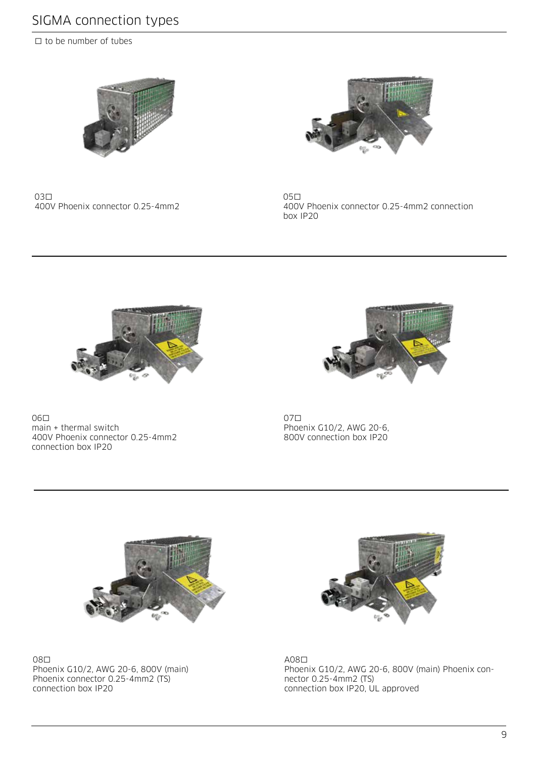# SIGMA connection types

☐ to be number of tubes

03☐
400V Phoenix connector 0.25-4mm2

05☐
400V Phoenix connector 0.25-4mm2 connection box IP20

06☐
main + thermal switch
400V Phoenix connector 0.25-4mm2
connection box IP20

07☐
Phoenix G10/2, AWG 20-6,
800V connection box IP20

08☐
Phoenix G10/2, AWG 20-6, 800V (main)
Phoenix connector 0.25-4mm2 (TS)
connection box IP20

A08☐
Phoenix G10/2, AWG 20-6, 800V (main) Phoenix connector 0.25-4mm2 (TS)
connection box IP20, UL approved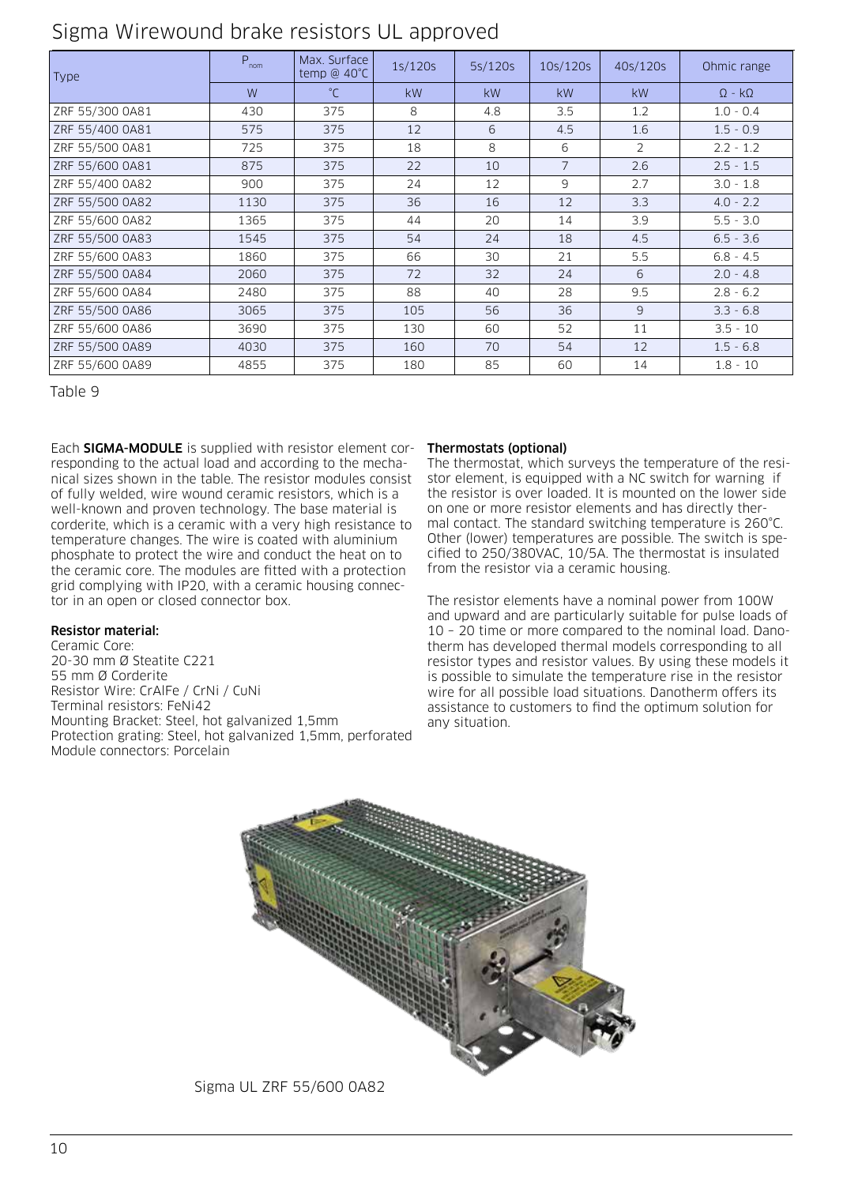# Sigma Wirewound brake resistors UL approved

| Type | $P_{nom}$ | Max. Surface temp @ 40°C | 1s/120s | 5s/120s | 10s/120s | 40s/120s | Ohmic range |
|---|---|---|---|---|---|---|---|
| | W | °C | kW | kW | kW | kW | Ω - kΩ |
| ZRF 55/300 0A81 | 430 | 375 | 8 | 4.8 | 3.5 | 1.2 | 1.0 - 0.4 |
| ZRF 55/400 0A81 | 575 | 375 | 12 | 6 | 4.5 | 1.6 | 1.5 - 0.9 |
| ZRF 55/500 0A81 | 725 | 375 | 18 | 8 | 6 | 2 | 2.2 - 1.2 |
| ZRF 55/600 0A81 | 875 | 375 | 22 | 10 | 7 | 2.6 | 2.5 - 1.5 |
| ZRF 55/400 0A82 | 900 | 375 | 24 | 12 | 9 | 2.7 | 3.0 - 1.8 |
| ZRF 55/500 0A82 | 1130 | 375 | 36 | 16 | 12 | 3.3 | 4.0 - 2.2 |
| ZRF 55/600 0A82 | 1365 | 375 | 44 | 20 | 14 | 3.9 | 5.5 - 3.0 |
| ZRF 55/500 0A83 | 1545 | 375 | 54 | 24 | 18 | 4.5 | 6.5 - 3.6 |
| ZRF 55/600 0A83 | 1860 | 375 | 66 | 30 | 21 | 5.5 | 6.8 - 4.5 |
| ZRF 55/500 0A84 | 2060 | 375 | 72 | 32 | 24 | 6 | 2.0 - 4.8 |
| ZRF 55/600 0A84 | 2480 | 375 | 88 | 40 | 28 | 9.5 | 2.8 - 6.2 |
| ZRF 55/500 0A86 | 3065 | 375 | 105 | 56 | 36 | 9 | 3.3 - 6.8 |
| ZRF 55/600 0A86 | 3690 | 375 | 130 | 60 | 52 | 11 | 3.5 - 10 |
| ZRF 55/500 0A89 | 4030 | 375 | 160 | 70 | 54 | 12 | 1.5 - 6.8 |
| ZRF 55/600 0A89 | 4855 | 375 | 180 | 85 | 60 | 14 | 1.8 - 10 |

Table 9

Each **SIGMA-MODULE** is supplied with resistor element corresponding to the actual load and according to the mechanical sizes shown in the table. The resistor modules consist of fully welded, wire wound ceramic resistors, which is a well-known and proven technology. The base material is corderite, which is a ceramic with a very high resistance to temperature changes. The wire is coated with aluminium phosphate to protect the wire and conduct the heat on to the ceramic core. The modules are fitted with a protection grid complying with IP20, with a ceramic housing connector in an open or closed connector box.

**Resistor material:**

Ceramic Core:
20-30 mm Ø Steatite C221
55 mm Ø Corderite
Resistor Wire: CrAlFe / CrNi / CuNi
Terminal resistors: FeNi42
Mounting Bracket: Steel, hot galvanized 1,5mm
Protection grating: Steel, hot galvanized 1,5mm, perforated
Module connectors: Porcelain

**Thermostats (optional)**

The thermostat, which surveys the temperature of the resistor element, is equipped with a NC switch for warning if the resistor is over loaded. It is mounted on the lower side on one or more resistor elements and has directly thermal contact. The standard switching temperature is 260°C. Other (lower) temperatures are possible. The switch is specified to 250/380VAC, 10/5A. The thermostat is insulated from the resistor via a ceramic housing.

The resistor elements have a nominal power from 100W and upward and are particularly suitable for pulse loads of 10 – 20 time or more compared to the nominal load. Danotherm has developed thermal models corresponding to all resistor types and resistor values. By using these models it is possible to simulate the temperature rise in the resistor wire for all possible load situations. Danotherm offers its assistance to customers to find the optimum solution for any situation.

Sigma UL ZRF 55/600 0A82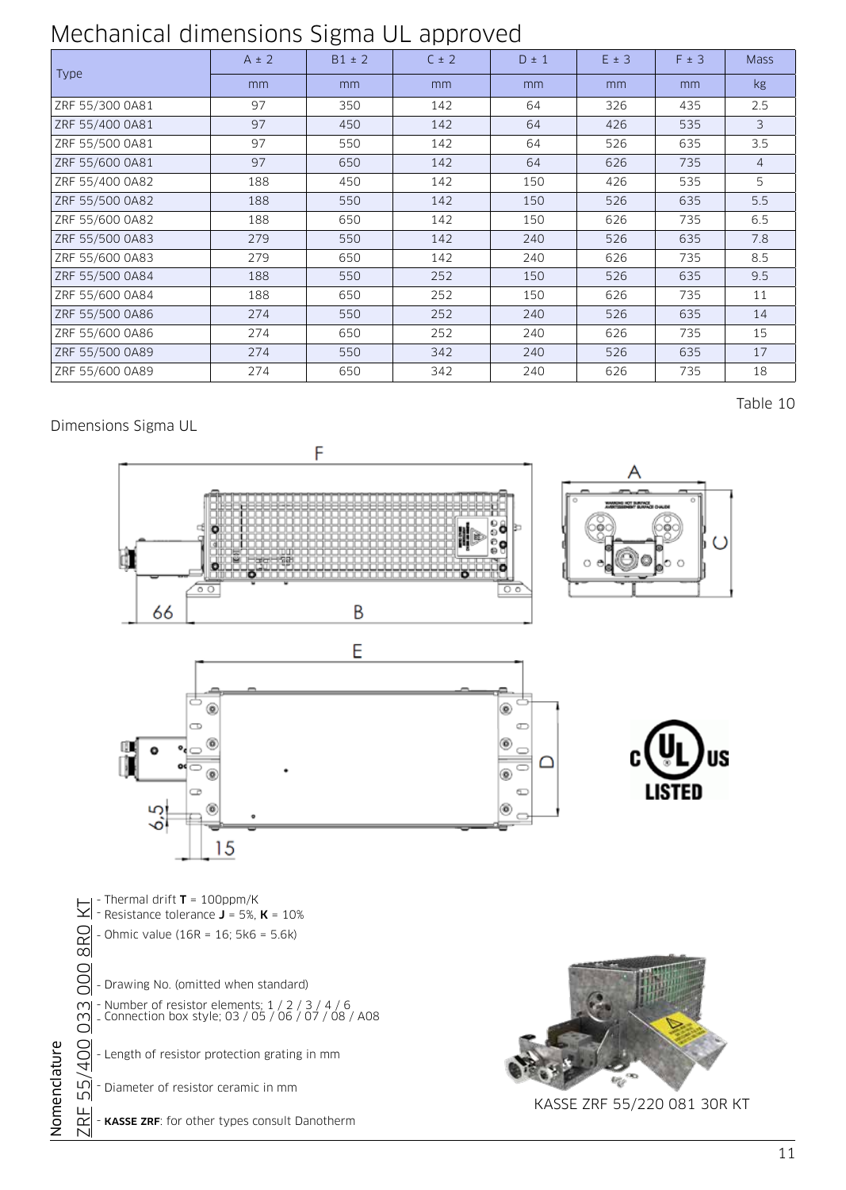# Mechanical dimensions Sigma UL approved

| Type | A ± 2 | B1 ± 2 | C ± 2 | D ± 1 | E ± 3 | F ± 3 | Mass |
|---|---|---|---|---|---|---|---|
| | mm | mm | mm | mm | mm | mm | kg |
| ZRF 55/300 0A81 | 97 | 350 | 142 | 64 | 326 | 435 | 2.5 |
| ZRF 55/400 0A81 | 97 | 450 | 142 | 64 | 426 | 535 | 3 |
| ZRF 55/500 0A81 | 97 | 550 | 142 | 64 | 526 | 635 | 3.5 |
| ZRF 55/600 0A81 | 97 | 650 | 142 | 64 | 626 | 735 | 4 |
| ZRF 55/400 0A82 | 188 | 450 | 142 | 150 | 426 | 535 | 5 |
| ZRF 55/500 0A82 | 188 | 550 | 142 | 150 | 526 | 635 | 5.5 |
| ZRF 55/600 0A82 | 188 | 650 | 142 | 150 | 626 | 735 | 6.5 |
| ZRF 55/500 0A83 | 279 | 550 | 142 | 240 | 526 | 635 | 7.8 |
| ZRF 55/600 0A83 | 279 | 650 | 142 | 240 | 626 | 735 | 8.5 |
| ZRF 55/500 0A84 | 188 | 550 | 252 | 150 | 526 | 635 | 9.5 |
| ZRF 55/600 0A84 | 188 | 650 | 252 | 150 | 626 | 735 | 11 |
| ZRF 55/500 0A86 | 274 | 550 | 252 | 240 | 526 | 635 | 14 |
| ZRF 55/600 0A86 | 274 | 650 | 252 | 240 | 626 | 735 | 15 |
| ZRF 55/500 0A89 | 274 | 550 | 342 | 240 | 526 | 635 | 17 |
| ZRF 55/600 0A89 | 274 | 650 | 342 | 240 | 626 | 735 | 18 |

Table 10

Dimensions Sigma UL

F, A, C, 66, B, E, D, 6,5, 15

c UL us LISTED

Nomenclature

ZRF 55/400 033 000 8R0 KT

- KT - Thermal drift **T** = 100ppm/K - Resistance tolerance **J** = 5%, **K** = 10%
- 8R0 - Ohmic value (16R = 16; 5k6 = 5.6k)
- 000 - Drawing No. (omitted when standard)
- 033 - Number of resistor elements; 1 / 2 / 3 / 4 / 6 - Connection box style; 03 / 05 / 06 / 07 / 08 / A08
- 400 - Length of resistor protection grating in mm
- 55 - Diameter of resistor ceramic in mm
- ZRF - **KASSE ZRF**: for other types consult Danotherm

KASSE ZRF 55/220 081 30R KT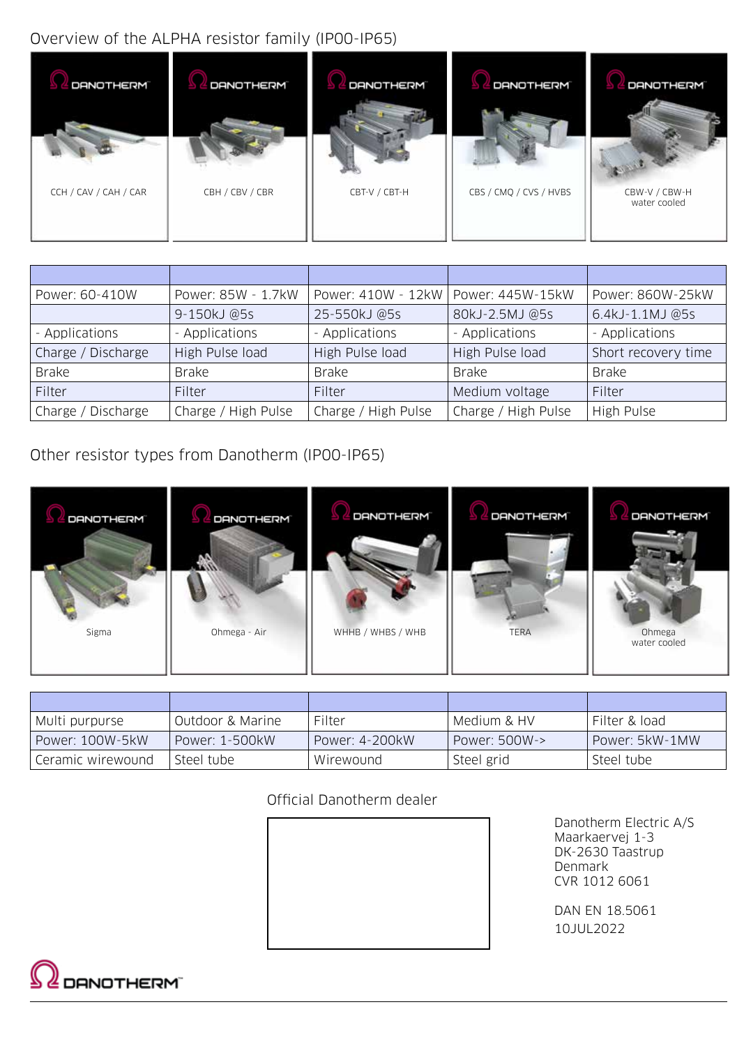## Overview of the ALPHA resistor family (IP00-IP65)

CCH / CAV / CAH / CAR

CBH / CBV / CBR

CBT-V / CBT-H

CBS / CMQ / CVS / HVBS

CBW-V / CBW-H
water cooled

| | | | | |
|---|---|---|---|---|
| Power: 60-410W | Power: 85W - 1.7kW | Power: 410W - 12kW | Power: 445W-15kW | Power: 860W-25kW |
| | 9-150kJ @5s | 25-550kJ @5s | 80kJ-2.5MJ @5s | 6.4kJ-1.1MJ @5s |
| - Applications | - Applications | - Applications | - Applications | - Applications |
| Charge / Discharge | High Pulse load | High Pulse load | High Pulse load | Short recovery time |
| Brake | Brake | Brake | Brake | Brake |
| Filter | Filter | Filter | Medium voltage | Filter |
| Charge / Discharge | Charge / High Pulse | Charge / High Pulse | Charge / High Pulse | High Pulse |

## Other resistor types from Danotherm (IP00-IP65)

Sigma

Ohmega - Air

WHHB / WHBS / WHB

TERA

Ohmega
water cooled

| | | | | |
|---|---|---|---|---|
| Multi purpurse | Outdoor & Marine | Filter | Medium & HV | Filter & load |
| Power: 100W-5kW | Power: 1-500kW | Power: 4-200kW | Power: 500W-> | Power: 5kW-1MW |
| Ceramic wirewound | Steel tube | Wirewound | Steel grid | Steel tube |

Official Danotherm dealer

Danotherm Electric A/S
Maarkaervej 1-3
DK-2630 Taastrup
Denmark
CVR 1012 6061

DAN EN 18.5061
10JUL2022

DANOTHERM